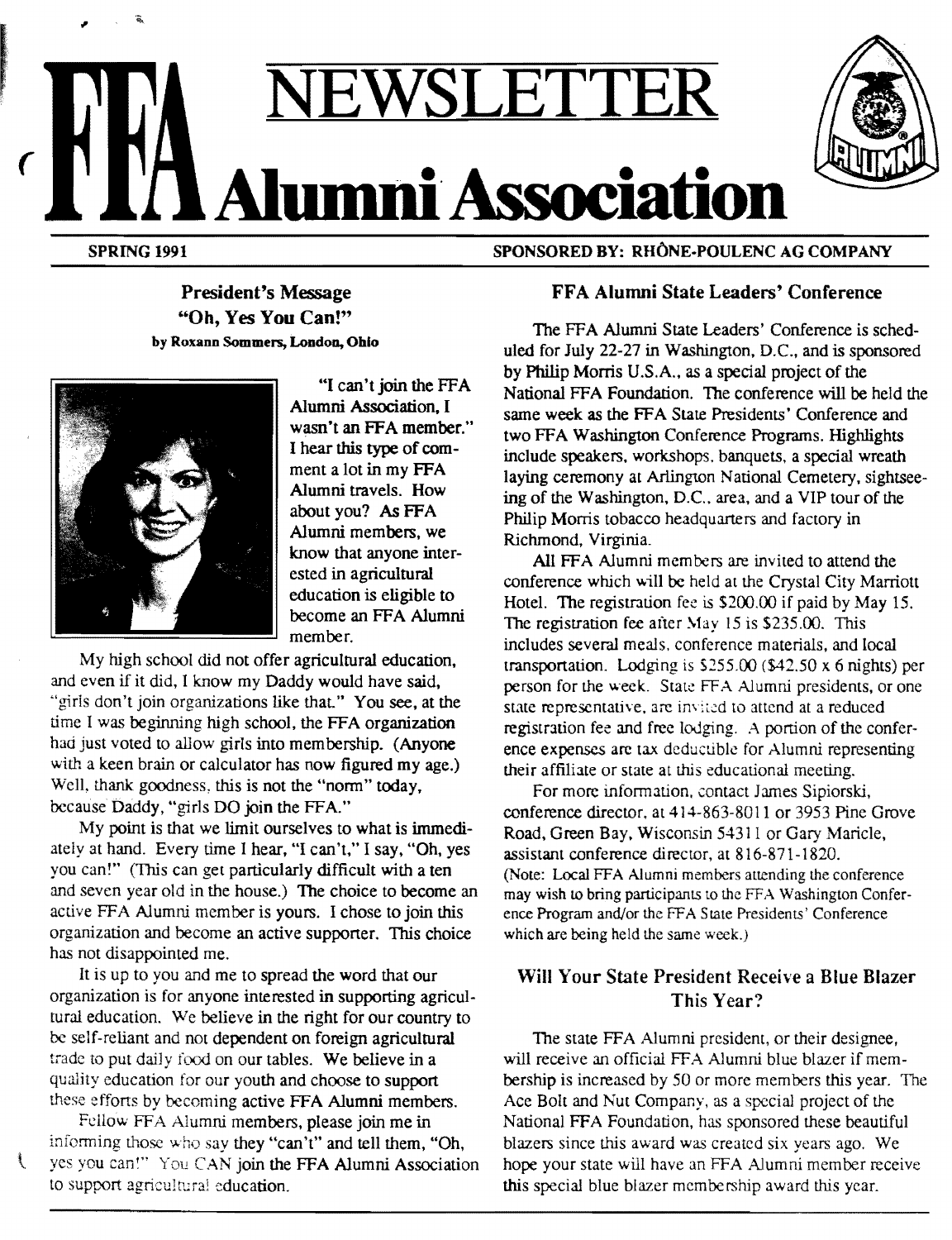# FFA NEWSLETTER Alumni Association

**SPRING 1991** **SPONSORED BY: RHÔNE-POULENC AG COMPANY**

## President's Message
### "Oh, Yes You Can!"
**by Roxann Sommers, London, Ohio**

"I can't join the FFA Alumni Association, I wasn't an FFA member." I hear this type of comment a lot in my FFA Alumni travels. How about you? As FFA Alumni members, we know that anyone interested in agricultural education is eligible to become an FFA Alumni member.

My high school did not offer agricultural education, and even if it did, I know my Daddy would have said, "girls don't join organizations like that." You see, at the time I was beginning high school, the FFA organization had just voted to allow girls into membership. (Anyone with a keen brain or calculator has now figured my age.) Well, thank goodness, this is not the "norm" today, because Daddy, "girls DO join the FFA."

My point is that we limit ourselves to what is immediately at hand. Every time I hear, "I can't," I say, "Oh, yes you can!" (This can get particularly difficult with a ten and seven year old in the house.) The choice to become an active FFA Alumni member is yours. I chose to join this organization and become an active supporter. This choice has not disappointed me.

It is up to you and me to spread the word that our organization is for anyone interested in supporting agricultural education. We believe in the right for our country to be self-reliant and not dependent on foreign agricultural trade to put daily food on our tables. We believe in a quality education for our youth and choose to support these efforts by becoming active FFA Alumni members.

Fellow FFA Alumni members, please join me in informing those who say they "can't" and tell them, "Oh, yes you can!" You CAN join the FFA Alumni Association to support agricultural education.

## FFA Alumni State Leaders' Conference

The FFA Alumni State Leaders' Conference is scheduled for July 22-27 in Washington, D.C., and is sponsored by Philip Morris U.S.A., as a special project of the National FFA Foundation. The conference will be held the same week as the FFA State Presidents' Conference and two FFA Washington Conference Programs. Highlights include speakers, workshops, banquets, a special wreath laying ceremony at Arlington National Cemetery, sightseeing of the Washington, D.C., area, and a VIP tour of the Philip Morris tobacco headquarters and factory in Richmond, Virginia.

All FFA Alumni members are invited to attend the conference which will be held at the Crystal City Marriott Hotel. The registration fee is $200.00 if paid by May 15. The registration fee after May 15 is $235.00. This includes several meals, conference materials, and local transportation. Lodging is $255.00 ($42.50 x 6 nights) per person for the week. State FFA Alumni presidents, or one state representative, are invited to attend at a reduced registration fee and free lodging. A portion of the conference expenses are tax deductible for Alumni representing their affiliate or state at this educational meeting.

For more information, contact James Sipiorski, conference director, at 414-863-8011 or 3953 Pine Grove Road, Green Bay, Wisconsin 54311 or Gary Maricle, assistant conference director, at 816-871-1820.

(Note: Local FFA Alumni members attending the conference may wish to bring participants to the FFA Washington Conference Program and/or the FFA State Presidents' Conference which are being held the same week.)

## Will Your State President Receive a Blue Blazer This Year?

The state FFA Alumni president, or their designee, will receive an official FFA Alumni blue blazer if membership is increased by 50 or more members this year. The Ace Bolt and Nut Company, as a special project of the National FFA Foundation, has sponsored these beautiful blazers since this award was created six years ago. We hope your state will have an FFA Alumni member receive this special blue blazer membership award this year.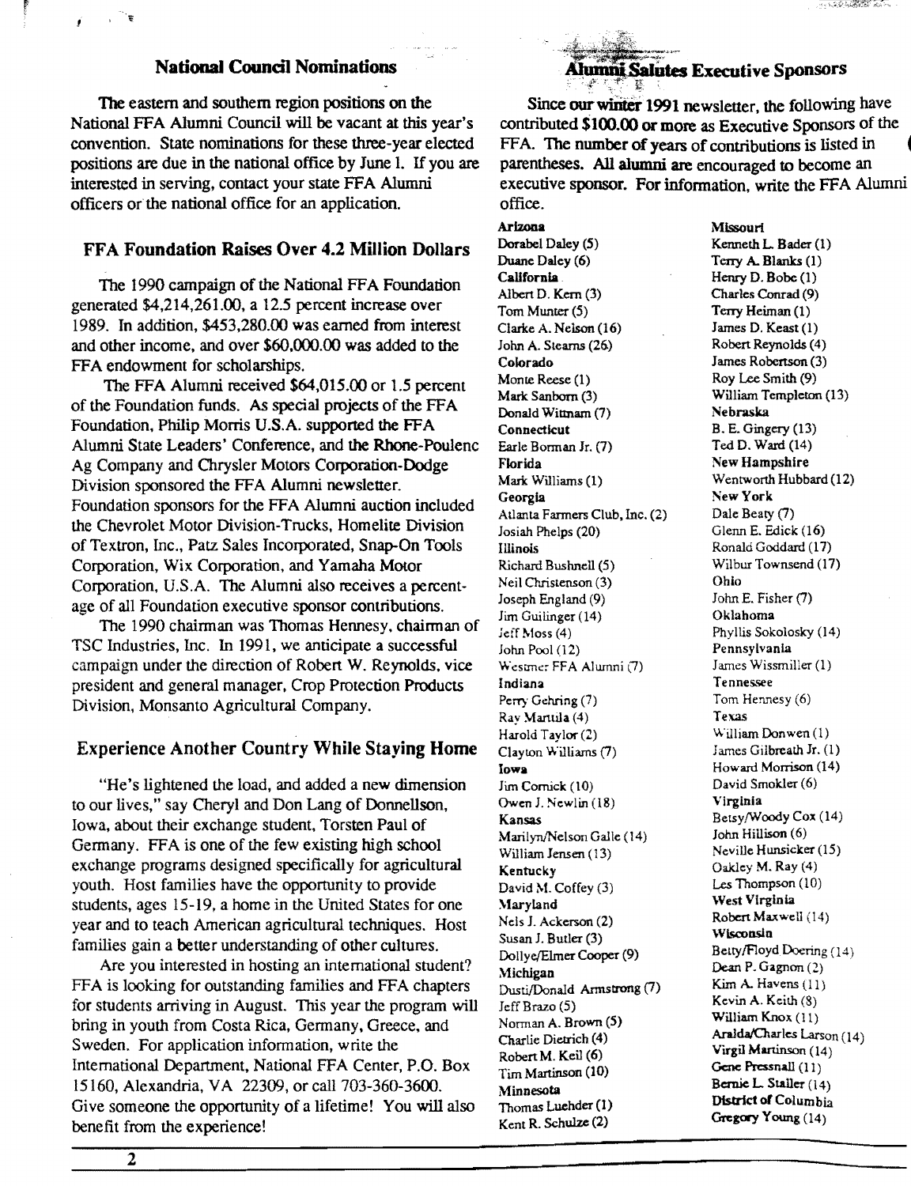## National Council Nominations

The eastern and southern region positions on the National FFA Alumni Council will be vacant at this year's convention. State nominations for these three-year elected positions are due in the national office by June 1. If you are interested in serving, contact your state FFA Alumni officers or the national office for an application.

## FFA Foundation Raises Over 4.2 Million Dollars

The 1990 campaign of the National FFA Foundation generated $4,214,261.00, a 12.5 percent increase over 1989. In addition, $453,280.00 was earned from interest and other income, and over $60,000.00 was added to the FFA endowment for scholarships.

The FFA Alumni received $64,015.00 or 1.5 percent of the Foundation funds. As special projects of the FFA Foundation, Philip Morris U.S.A. supported the FFA Alumni State Leaders' Conference, and the Rhone-Poulenc Ag Company and Chrysler Motors Corporation-Dodge Division sponsored the FFA Alumni newsletter. Foundation sponsors for the FFA Alumni auction included the Chevrolet Motor Division-Trucks, Homelite Division of Textron, Inc., Patz Sales Incorporated, Snap-On Tools Corporation, Wix Corporation, and Yamaha Motor Corporation, U.S.A. The Alumni also receives a percentage of all Foundation executive sponsor contributions.

The 1990 chairman was Thomas Hennesy, chairman of TSC Industries, Inc. In 1991, we anticipate a successful campaign under the direction of Robert W. Reynolds, vice president and general manager, Crop Protection Products Division, Monsanto Agricultural Company.

## Experience Another Country While Staying Home

"He's lightened the load, and added a new dimension to our lives," say Cheryl and Don Lang of Donnellson, Iowa, about their exchange student, Torsten Paul of Germany. FFA is one of the few existing high school exchange programs designed specifically for agricultural youth. Host families have the opportunity to provide students, ages 15-19, a home in the United States for one year and to teach American agricultural techniques. Host families gain a better understanding of other cultures.

Are you interested in hosting an international student? FFA is looking for outstanding families and FFA chapters for students arriving in August. This year the program will bring in youth from Costa Rica, Germany, Greece, and Sweden. For application information, write the International Department, National FFA Center, P.O. Box 15160, Alexandria, VA 22309, or call 703-360-3600. Give someone the opportunity of a lifetime! You will also benefit from the experience!

## Alumni Salutes Executive Sponsors

Since our winter 1991 newsletter, the following have contributed $100.00 or more as Executive Sponsors of the FFA. The number of years of contributions is listed in parentheses. All alumni are encouraged to become an executive sponsor. For information, write the FFA Alumni office.

**Arizona**
Dorabel Daley (5)
Duane Daley (6)

**California**
Albert D. Kern (3)
Tom Munter (5)
Clarke A. Nelson (16)
John A. Stearns (26)

**Colorado**
Monte Reese (1)
Mark Sanborn (3)
Donald Witmam (7)

**Connecticut**
Earle Borman Jr. (7)

**Florida**
Mark Williams (1)

**Georgia**
Atlanta Farmers Club, Inc. (2)
Josiah Phelps (20)

**Illinois**
Richard Bushnell (5)
Neil Christenson (3)
Joseph England (9)
Jim Guilinger (14)
Jeff Moss (4)
John Pool (12)
Westmer FFA Alumni (7)

**Indiana**
Perry Gehring (7)
Ray Mantula (4)
Harold Taylor (2)
Clayton Williams (7)

**Iowa**
Jim Cornick (10)
Owen J. Newlin (18)

**Kansas**
Marilyn/Nelson Galle (14)
William Jensen (13)

**Kentucky**
David M. Coffey (3)

**Maryland**
Nels J. Ackerson (2)
Susan J. Butler (3)
Dollye/Elmer Cooper (9)

**Michigan**
Dusti/Donald Armstrong (7)
Jeff Brazo (5)
Norman A. Brown (5)
Charlie Dietrich (4)
Robert M. Keil (6)
Tim Martinson (10)

**Minnesota**
Thomas Luehder (1)
Kent R. Schulze (2)

**Missouri**
Kenneth L. Bader (1)
Terry A. Blanks (1)
Henry D. Bobe (1)
Charles Conrad (9)
Terry Heiman (1)
James D. Keast (1)
Robert Reynolds (4)
James Robertson (3)
Roy Lee Smith (9)
William Templeton (13)

**Nebraska**
B. E. Gingery (13)
Ted D. Ward (14)

**New Hampshire**
Wentworth Hubbard (12)

**New York**
Dale Beaty (7)
Glenn E. Edick (16)
Ronald Goddard (17)
Wilbur Townsend (17)

**Ohio**
John E. Fisher (7)

**Oklahoma**
Phyllis Sokolosky (14)

**Pennsylvania**
James Wissmiller (1)

**Tennessee**
Tom Hennesy (6)

**Texas**
William Donwen (1)
James Gilbreath Jr. (1)
Howard Morrison (14)
David Smokler (6)

**Virginia**
Betsy/Woody Cox (14)
John Hillison (6)
Neville Hunsicker (15)
Oakley M. Ray (4)
Les Thompson (10)

**West Virginia**
Robert Maxwell (14)

**Wisconsin**
Betty/Floyd Doering (14)
Dean P. Gagnon (2)
Kim A. Havens (11)
Kevin A. Keith (8)
William Knox (11)
Aralda/Charles Larson (14)
Virgil Martinson (14)
Gene Pressnall (11)
Bernie L. Staller (14)

**District of Columbia**
Gregory Young (14)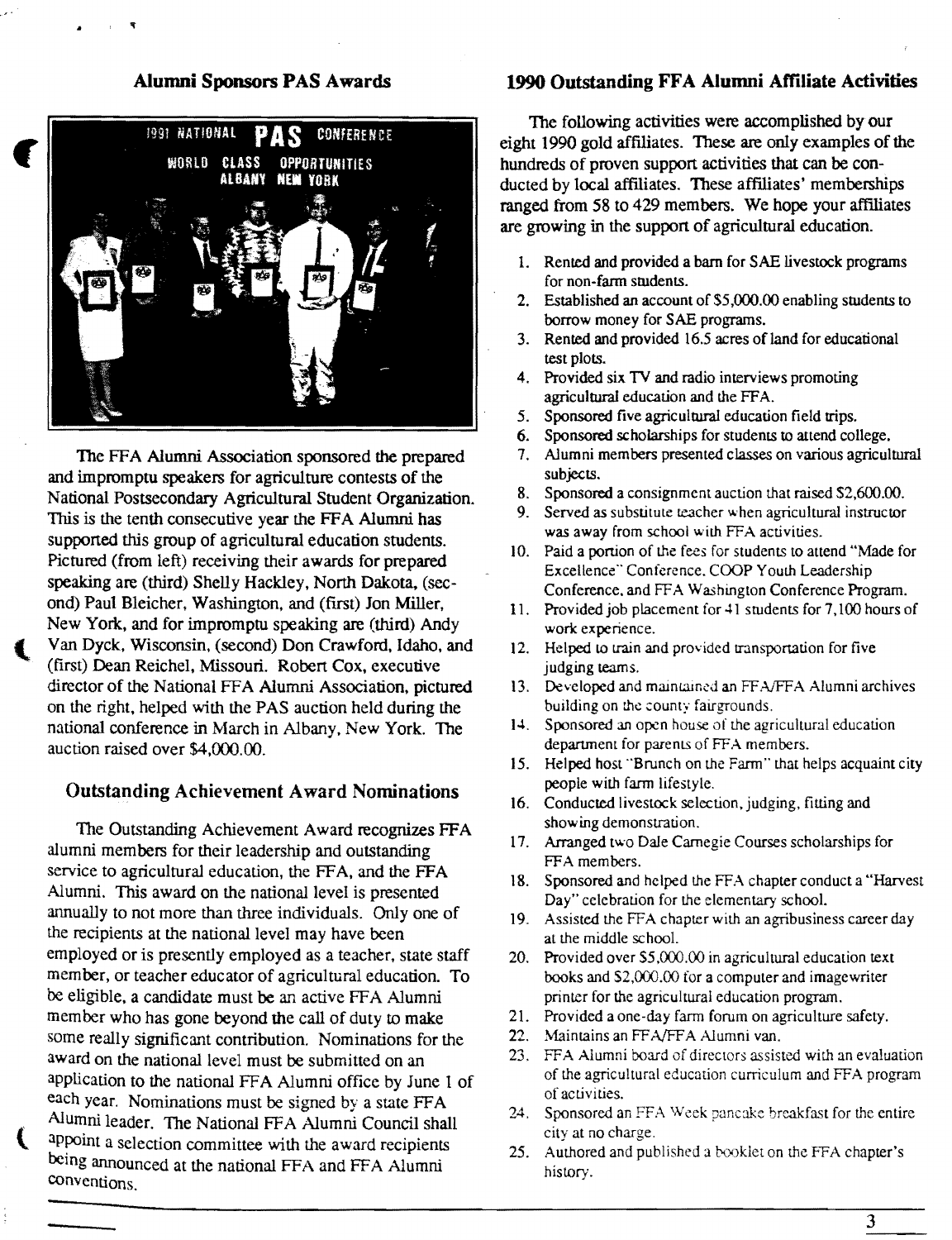## Alumni Sponsors PAS Awards

The FFA Alumni Association sponsored the prepared and impromptu speakers for agriculture contests of the National Postsecondary Agricultural Student Organization. This is the tenth consecutive year the FFA Alumni has supported this group of agricultural education students. Pictured (from left) receiving their awards for prepared speaking are (third) Shelly Hackley, North Dakota, (second) Paul Bleicher, Washington, and (first) Jon Miller, New York, and for impromptu speaking are (third) Andy Van Dyck, Wisconsin, (second) Don Crawford, Idaho, and (first) Dean Reichel, Missouri. Robert Cox, executive director of the National FFA Alumni Association, pictured on the right, helped with the PAS auction held during the national conference in March in Albany, New York. The auction raised over $4,000.00.

## Outstanding Achievement Award Nominations

The Outstanding Achievement Award recognizes FFA alumni members for their leadership and outstanding service to agricultural education, the FFA, and the FFA Alumni. This award on the national level is presented annually to not more than three individuals. Only one of the recipients at the national level may have been employed or is presently employed as a teacher, state staff member, or teacher educator of agricultural education. To be eligible, a candidate must be an active FFA Alumni member who has gone beyond the call of duty to make some really significant contribution. Nominations for the award on the national level must be submitted on an application to the national FFA Alumni office by June 1 of each year. Nominations must be signed by a state FFA Alumni leader. The National FFA Alumni Council shall appoint a selection committee with the award recipients being announced at the national FFA and FFA Alumni conventions.

## 1990 Outstanding FFA Alumni Affiliate Activities

The following activities were accomplished by our eight 1990 gold affiliates. These are only examples of the hundreds of proven support activities that can be conducted by local affiliates. These affiliates' memberships ranged from 58 to 429 members. We hope your affiliates are growing in the support of agricultural education.

1. Rented and provided a barn for SAE livestock programs for non-farm students.
2. Established an account of $5,000.00 enabling students to borrow money for SAE programs.
3. Rented and provided 16.5 acres of land for educational test plots.
4. Provided six TV and radio interviews promoting agricultural education and the FFA.
5. Sponsored five agricultural education field trips.
6. Sponsored scholarships for students to attend college.
7. Alumni members presented classes on various agricultural subjects.
8. Sponsored a consignment auction that raised $2,600.00.
9. Served as substitute teacher when agricultural instructor was away from school with FFA activities.
10. Paid a portion of the fees for students to attend "Made for Excellence" Conference, COOP Youth Leadership Conference, and FFA Washington Conference Program.
11. Provided job placement for 41 students for 7,100 hours of work experience.
12. Helped to train and provided transportation for five judging teams.
13. Developed and maintained an FFA/FFA Alumni archives building on the county fairgrounds.
14. Sponsored an open house of the agricultural education department for parents of FFA members.
15. Helped host "Brunch on the Farm" that helps acquaint city people with farm lifestyle.
16. Conducted livestock selection, judging, fitting and showing demonstration.
17. Arranged two Dale Carnegie Courses scholarships for FFA members.
18. Sponsored and helped the FFA chapter conduct a "Harvest Day" celebration for the elementary school.
19. Assisted the FFA chapter with an agribusiness career day at the middle school.
20. Provided over $5,000.00 in agricultural education text books and $2,000.00 for a computer and imagewriter printer for the agricultural education program.
21. Provided a one-day farm forum on agriculture safety.
22. Maintains an FFA/FFA Alumni van.
23. FFA Alumni board of directors assisted with an evaluation of the agricultural education curriculum and FFA program of activities.
24. Sponsored an FFA Week pancake breakfast for the entire city at no charge.
25. Authored and published a booklet on the FFA chapter's history.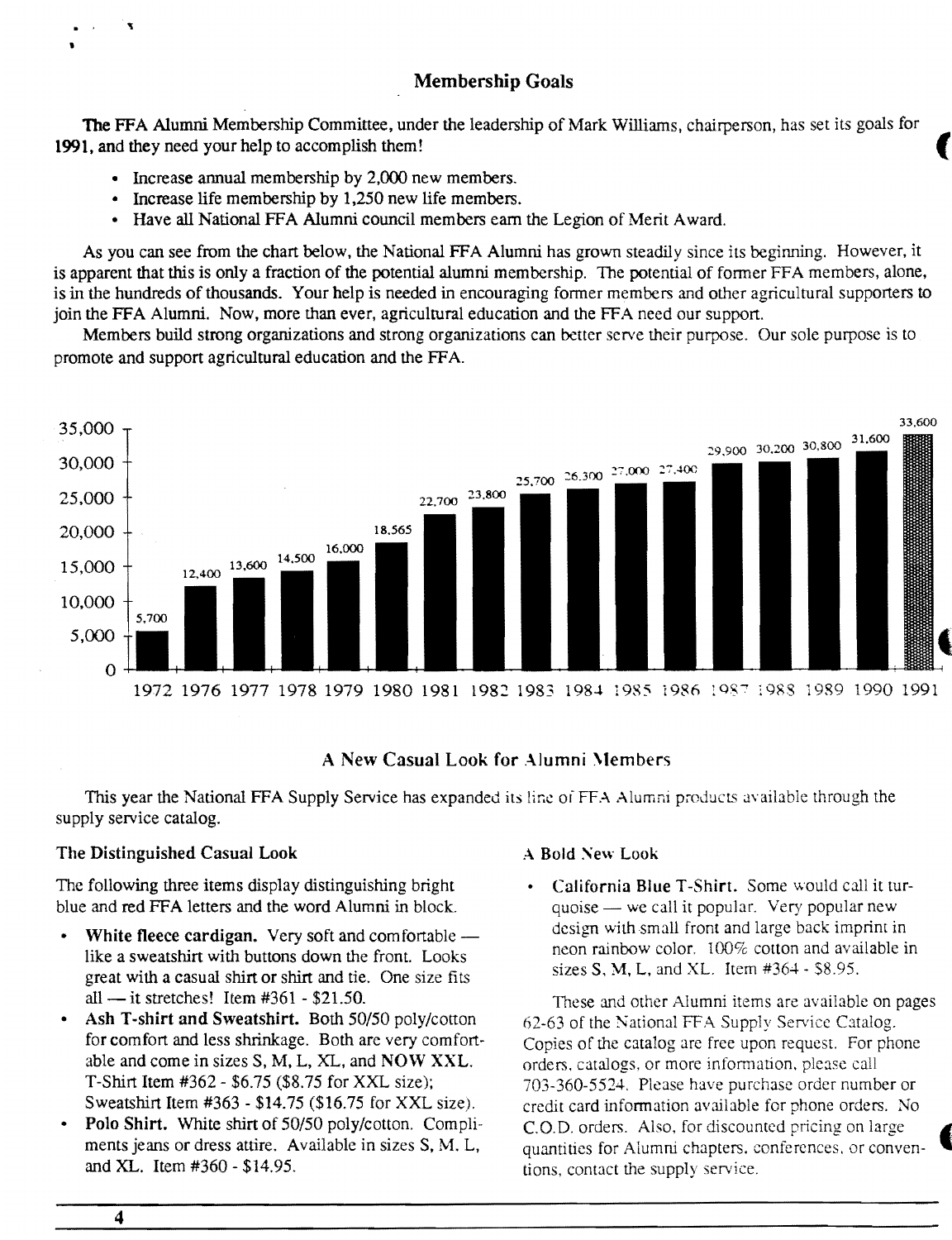## Membership Goals

The FFA Alumni Membership Committee, under the leadership of Mark Williams, chairperson, has set its goals for 1991, and they need your help to accomplish them!

- Increase annual membership by 2,000 new members.
- Increase life membership by 1,250 new life members.
- Have all National FFA Alumni council members earn the Legion of Merit Award.

As you can see from the chart below, the National FFA Alumni has grown steadily since its beginning. However, it is apparent that this is only a fraction of the potential alumni membership. The potential of former FFA members, alone, is in the hundreds of thousands. Your help is needed in encouraging former members and other agricultural supporters to join the FFA Alumni. Now, more than ever, agricultural education and the FFA need our support.

Members build strong organizations and strong organizations can better serve their purpose. Our sole purpose is to promote and support agricultural education and the FFA.

| Year | Membership |
|---|---|
| 1972 | 5,700 |
| 1976 | 12,400 |
| 1977 | 13,600 |
| 1978 | 14,500 |
| 1979 | 16,000 |
| 1980 | 18,565 |
| 1981 | 22,700 |
| 1982 | 23,800 |
| 1983 | 25,700 |
| 1984 | 26,300 |
| 1985 | 27,000 |
| 1986 | 27,400 |
| 1987 | 29,900 |
| 1988 | 30,200 |
| 1989 | 30,800 |
| 1990 | 31,600 |
| 1991 | 33,600 |

## A New Casual Look for Alumni Members

This year the National FFA Supply Service has expanded its line of FFA Alumni products available through the supply service catalog.

### The Distinguished Casual Look

The following three items display distinguishing bright blue and red FFA letters and the word Alumni in block.

- **White fleece cardigan.** Very soft and comfortable — like a sweatshirt with buttons down the front. Looks great with a casual shirt or shirt and tie. One size fits all — it stretches! Item #361 - $21.50.
- **Ash T-shirt and Sweatshirt.** Both 50/50 poly/cotton for comfort and less shrinkage. Both are very comfortable and come in sizes S, M, L, XL, and **NOW XXL.** T-Shirt Item #362 - $6.75 ($8.75 for XXL size); Sweatshirt Item #363 - $14.75 ($16.75 for XXL size).
- **Polo Shirt.** White shirt of 50/50 poly/cotton. Compliments jeans or dress attire. Available in sizes S, M, L, and XL. Item #360 - $14.95.

### A Bold New Look

- **California Blue T-Shirt.** Some would call it turquoise — we call it popular. Very popular new design with small front and large back imprint in neon rainbow color. 100% cotton and available in sizes S, M, L, and XL. Item #364 - $8.95.

These and other Alumni items are available on pages 62-63 of the National FFA Supply Service Catalog. Copies of the catalog are free upon request. For phone orders, catalogs, or more information, please call 703-360-5524. Please have purchase order number or credit card information available for phone orders. No C.O.D. orders. Also, for discounted pricing on large quantities for Alumni chapters, conferences, or conventions, contact the supply service.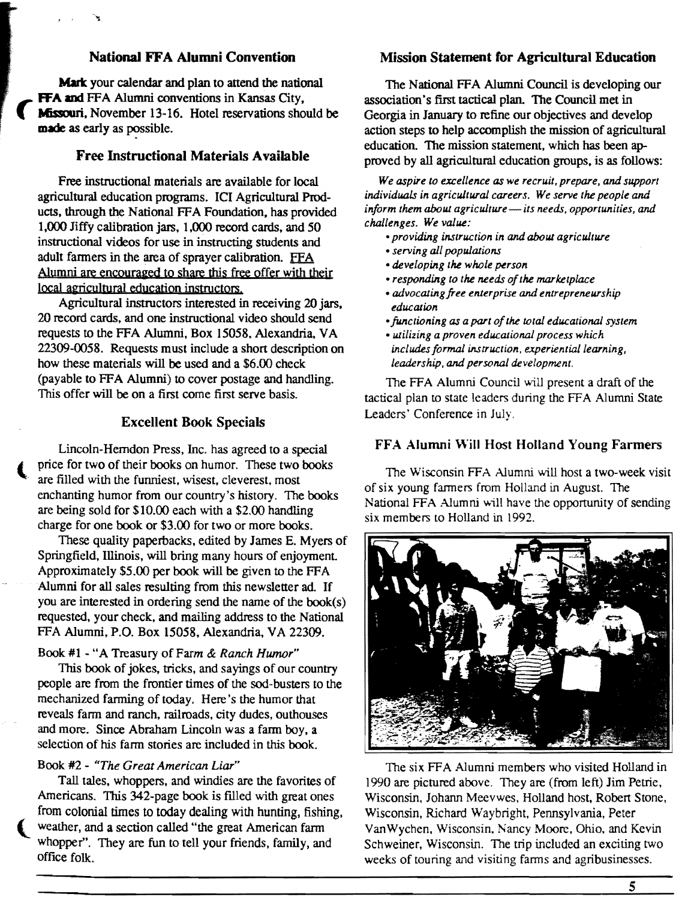## National FFA Alumni Convention

**Mark** your calendar and plan to attend the national **FFA and** FFA Alumni conventions in Kansas City, **Missouri**, November 13-16. Hotel reservations should be **made** as early as possible.

## Free Instructional Materials Available

Free instructional materials are available for local agricultural education programs. ICI Agricultural Products, through the National FFA Foundation, has provided 1,000 Jiffy calibration jars, 1,000 record cards, and 50 instructional videos for use in instructing students and adult farmers in the area of sprayer calibration. FFA Alumni are encouraged to share this free offer with their local agricultural education instructors.

Agricultural instructors interested in receiving 20 jars, 20 record cards, and one instructional video should send requests to the FFA Alumni, Box 15058, Alexandria, VA 22309-0058. Requests must include a short description on how these materials will be used and a $6.00 check (payable to FFA Alumni) to cover postage and handling. This offer will be on a first come first serve basis.

## Excellent Book Specials

Lincoln-Herndon Press, Inc. has agreed to a special price for two of their books on humor. These two books are filled with the funniest, wisest, cleverest, most enchanting humor from our country's history. The books are being sold for $10.00 each with a $2.00 handling charge for one book or $3.00 for two or more books.

These quality paperbacks, edited by James E. Myers of Springfield, Illinois, will bring many hours of enjoyment. Approximately $5.00 per book will be given to the FFA Alumni for all sales resulting from this newsletter ad. If you are interested in ordering send the name of the book(s) requested, your check, and mailing address to the National FFA Alumni, P.O. Box 15058, Alexandria, VA 22309.

Book #1 - "A Treasury of Far*m & Ranch Humor*"

This book of jokes, tricks, and sayings of our country people are from the frontier times of the sod-busters to the mechanized farming of today. Here's the humor that reveals farm and ranch, railroads, city dudes, outhouses and more. Since Abraham Lincoln was a farm boy, a selection of his farm stories are included in this book.

Book #2 - *"The Great American Liar"*

Tall tales, whoppers, and windies are the favorites of Americans. This 342-page book is filled with great ones from colonial times to today dealing with hunting, fishing, weather, and a section called "the great American farm whopper". They are fun to tell your friends, family, and office folk.

## Mission Statement for Agricultural Education

The National FFA Alumni Council is developing our association's first tactical plan. The Council met in Georgia in January to refine our objectives and develop action steps to help accomplish the mission of agricultural education. The mission statement, which has been approved by all agricultural education groups, is as follows:

*We aspire to excellence as we recruit, prepare, and support individuals in agricultural careers. We serve the people and inform them about agriculture — its needs, opportunities, and challenges. We value:*

- *providing instruction in and about agriculture*
- *serving all populations*
- *developing the whole person*
- *responding to the needs of the marketplace*
- *advocating free enterprise and entrepreneurship education*
- *functioning as a part of the total educational system*
- *utilizing a proven educational process which includes formal instruction, experiential learning, leadership, and personal development.*

The FFA Alumni Council will present a draft of the tactical plan to state leaders during the FFA Alumni State Leaders' Conference in July.

## FFA Alumni Will Host Holland Young Farmers

The Wisconsin FFA Alumni will host a two-week visit of six young farmers from Holland in August. The National FFA Alumni will have the opportunity of sending six members to Holland in 1992.

The six FFA Alumni members who visited Holland in 1990 are pictured above. They are (from left) Jim Petrie, Wisconsin, Johann Meevwes, Holland host, Robert Stone, Wisconsin, Richard Waybright, Pennsylvania, Peter VanWychen, Wisconsin, Nancy Moore, Ohio, and Kevin Schweiner, Wisconsin. The trip included an exciting two weeks of touring and visiting farms and agribusinesses.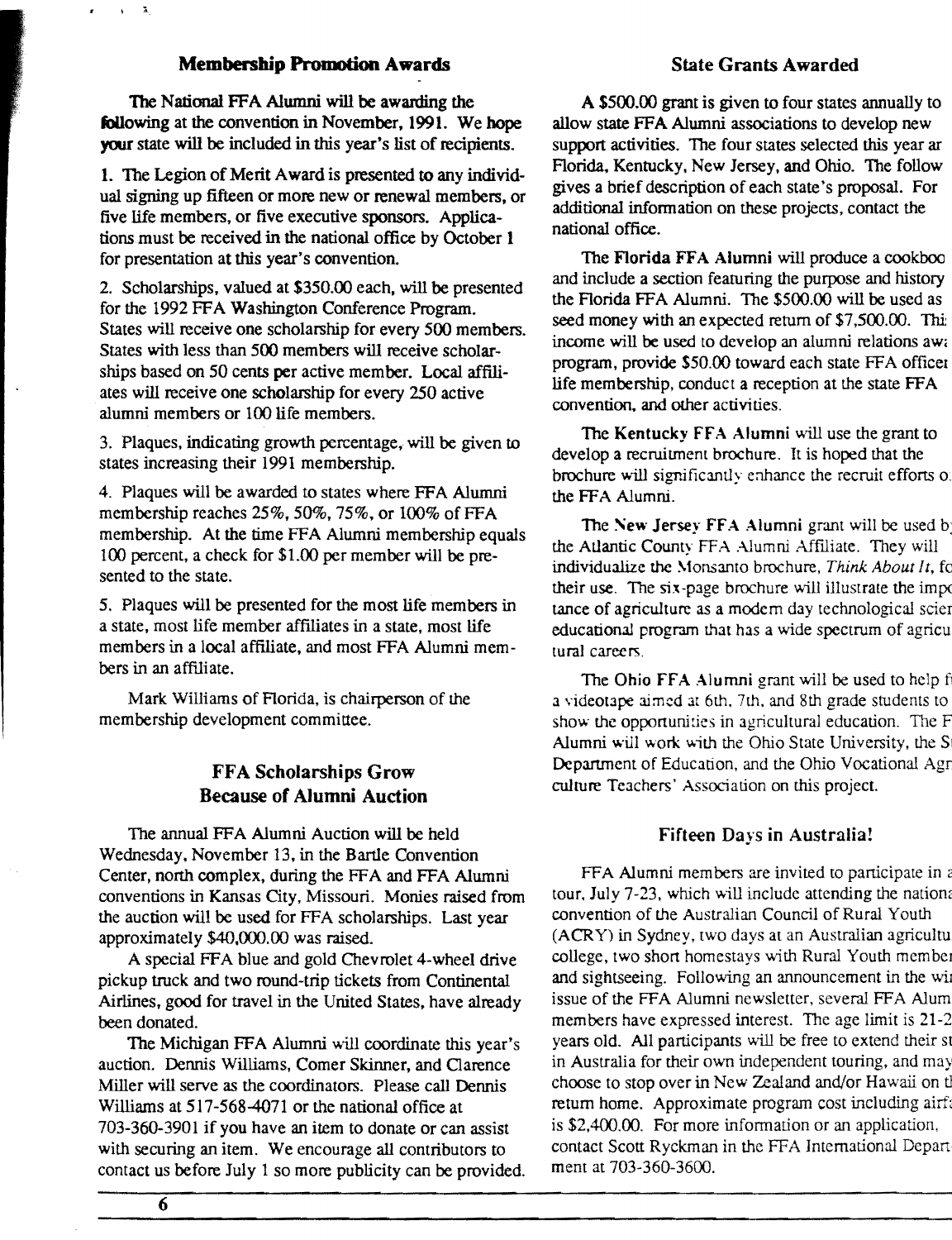## Membership Promotion Awards

The National FFA Alumni will be awarding the following at the convention in November, 1991. We hope your state will be included in this year's list of recipients.

1. The Legion of Merit Award is presented to any individual signing up fifteen or more new or renewal members, or five life members, or five executive sponsors. Applications must be received in the national office by October 1 for presentation at this year's convention.

2. Scholarships, valued at $350.00 each, will be presented for the 1992 FFA Washington Conference Program. States will receive one scholarship for every 500 members. States with less than 500 members will receive scholarships based on 50 cents per active member. Local affiliates will receive one scholarship for every 250 active alumni members or 100 life members.

3. Plaques, indicating growth percentage, will be given to states increasing their 1991 membership.

4. Plaques will be awarded to states where FFA Alumni membership reaches 25%, 50%, 75%, or 100% of FFA membership. At the time FFA Alumni membership equals 100 percent, a check for $1.00 per member will be presented to the state.

5. Plaques will be presented for the most life members in a state, most life member affiliates in a state, most life members in a local affiliate, and most FFA Alumni members in an affiliate.

Mark Williams of Florida, is chairperson of the membership development committee.

## FFA Scholarships Grow Because of Alumni Auction

The annual FFA Alumni Auction will be held Wednesday, November 13, in the Bartle Convention Center, north complex, during the FFA and FFA Alumni conventions in Kansas City, Missouri. Monies raised from the auction will be used for FFA scholarships. Last year approximately $40,000.00 was raised.

A special FFA blue and gold Chevrolet 4-wheel drive pickup truck and two round-trip tickets from Continental Airlines, good for travel in the United States, have already been donated.

The Michigan FFA Alumni will coordinate this year's auction. Dennis Williams, Comer Skinner, and Clarence Miller will serve as the coordinators. Please call Dennis Williams at 517-568-4071 or the national office at 703-360-3901 if you have an item to donate or can assist with securing an item. We encourage all contributors to contact us before July 1 so more publicity can be provided.

## State Grants Awarded

A $500.00 grant is given to four states annually to allow state FFA Alumni associations to develop new support activities. The four states selected this year ar Florida, Kentucky, New Jersey, and Ohio. The follow gives a brief description of each state's proposal. For additional information on these projects, contact the national office.

The **Florida FFA Alumni** will produce a cookboo and include a section featuring the purpose and history the Florida FFA Alumni. The $500.00 will be used as seed money with an expected return of $7,500.00. Thi income will be used to develop an alumni relations aw program, provide $50.00 toward each state FFA office life membership, conduct a reception at the state FFA convention, and other activities.

The **Kentucky FFA Alumni** will use the grant to develop a recruitment brochure. It is hoped that the brochure will significantly enhance the recruit efforts o the FFA Alumni.

The **New Jersey FFA Alumni** grant will be used b the Atlantic County FFA Alumni Affiliate. They will individualize the Monsanto brochure, *Think About It*, fo their use. The six-page brochure will illustrate the impo tance of agriculture as a modern day technological scie educational program that has a wide spectrum of agricu tural careers.

The **Ohio FFA Alumni** grant will be used to help f a videotape aimed at 6th, 7th, and 8th grade students to show the opportunities in agricultural education. The F Alumni will work with the Ohio State University, the S Department of Education, and the Ohio Vocational Agr culture Teachers' Association on this project.

## Fifteen Days in Australia!

FFA Alumni members are invited to participate in a tour, July 7-23, which will include attending the nationa convention of the Australian Council of Rural Youth (ACRY) in Sydney, two days at an Australian agricultu college, two short homestays with Rural Youth membe and sightseeing. Following an announcement in the wi issue of the FFA Alumni newsletter, several FFA Alum members have expressed interest. The age limit is 21-2 years old. All participants will be free to extend their st in Australia for their own independent touring, and may choose to stop over in New Zealand and/or Hawaii on t return home. Approximate program cost including airf is $2,400.00. For more information or an application, contact Scott Ryckman in the FFA International Depart ment at 703-360-3600.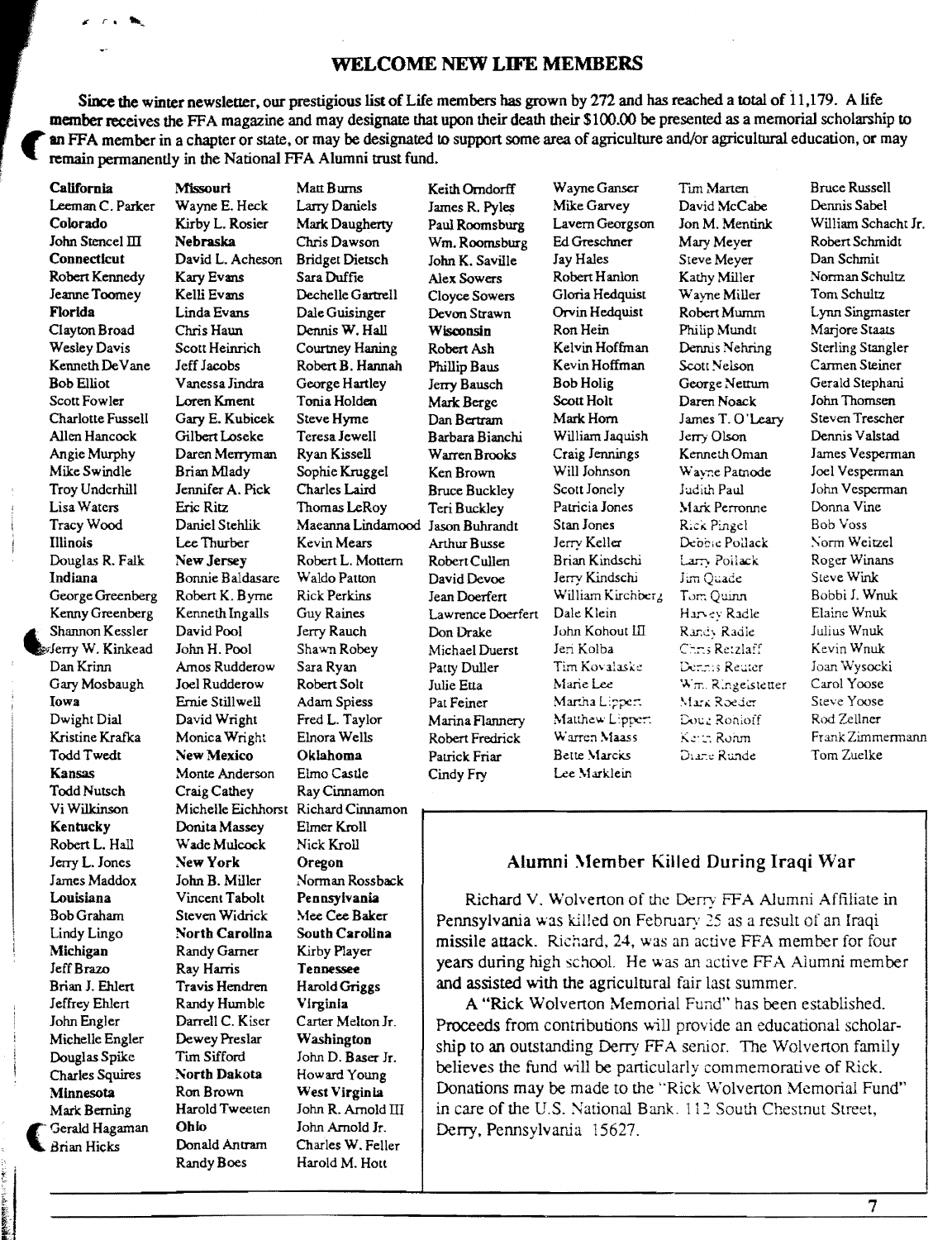## WELCOME NEW LIFE MEMBERS

Since the winter newsletter, our prestigious list of Life members has grown by 272 and has reached a total of 11,179. A life member receives the FFA magazine and may designate that upon their death their $100.00 be presented as a memorial scholarship to an FFA member in a chapter or state, or may be designated to support some area of agriculture and/or agricultural education, or may remain permanently in the National FFA Alumni trust fund.

**California**
Leeman C. Parker
**Colorado**
John Stencel III
**Connecticut**
Robert Kennedy
Jeanne Toomey
**Florida**
Clayton Broad
Wesley Davis
Kenneth DeVane
Bob Elliot
Scott Fowler
Charlotte Fussell
Allen Hancock
Angie Murphy
Mike Swindle
Troy Underhill
Lisa Waters
Tracy Wood
**Illinois**
Douglas R. Falk
**Indiana**
George Greenberg
Kenny Greenberg
Shannon Kessler
Jerry W. Kinkead
Dan Krinn
Gary Mosbaugh
**Iowa**
Dwight Dial
Kristine Krafka
Todd Twedt
**Kansas**
Todd Nutsch
Vi Wilkinson
**Kentucky**
Robert L. Hall
Jerry L. Jones
James Maddox
**Louisiana**
Bob Graham
Lindy Lingo
**Michigan**
Jeff Brazo
Brian J. Ehlert
Jeffrey Ehlert
John Engler
Michelle Engler
Douglas Spike
Charles Squires
**Minnesota**
Mark Berning
Gerald Hagaman
Brian Hicks

**Missouri**
Wayne E. Heck
Kirby L. Rosier
**Nebraska**
David L. Acheson
Kary Evans
Kelli Evans
Linda Evans
Chris Haun
Scott Heinrich
Jeff Jacobs
Vanessa Jindra
Loren Kment
Gary E. Kubicek
Gilbert Loseke
Daren Merryman
Brian Mlady
Jennifer A. Pick
Eric Ritz
Daniel Stehlik
Lee Thurber
**New Jersey**
Bonnie Baldasare
Robert K. Byrne
Kenneth Ingalls
David Pool
John H. Pool
Amos Rudderow
Joel Rudderow
Ernie Stillwell
David Wright
Monica Wright
**New Mexico**
Monte Anderson
Craig Cathey
Michelle Eichhorst
Donita Massey
Wade Mulcock
**New York**
John B. Miller
Vincent Tabolt
Steven Widrick
**North Carolina**
Randy Garner
Ray Harris
Travis Hendren
Randy Humble
Darrell C. Kiser
Dewey Preslar
Tim Sifford
**North Dakota**
Ron Brown
Harold Tweeten
**Ohio**
Donald Antram
Randy Boes

Matt Burns
Larry Daniels
Mark Daugherty
Chris Dawson
Bridget Dietsch
Sara Duffie
Dechelle Gartrell
Dale Guisinger
Dennis W. Hall
Courtney Haning
Robert B. Hannah
George Hartley
Tonia Holden
Steve Hyme
Teresa Jewell
Ryan Kissell
Sophie Kruggel
Charles Laird
Thomas LeRoy
Maeanna Lindamood
Kevin Mears
Robert L. Mottern
Waldo Patton
Rick Perkins
Guy Raines
Jerry Rauch
Shawn Robey
Sara Ryan
Robert Solt
Adam Spiess
Fred L. Taylor
Elnora Wells
**Oklahoma**
Elmo Castle
Ray Cinnamon
Richard Cinnamon
Elmer Kroll
Nick Kroll
**Oregon**
Norman Rossback
**Pennsylvania**
Mee Cee Baker
**South Carolina**
Kirby Player
**Tennessee**
Harold Griggs
**Virginia**
Carter Melton Jr.
**Washington**
John D. Baser Jr.
Howard Young
**West Virginia**
John R. Arnold III
John Arnold Jr.
Charles W. Feller
Harold M. Hott

Keith Orndorff
James R. Pyles
Paul Roomsburg
Wm. Roomsburg
John K. Saville
Alex Sowers
Cloyce Sowers
Devon Strawn
**Wisconsin**
Robert Ash
Phillip Baus
Jerry Bausch
Mark Berge
Dan Bertram
Barbara Bianchi
Warren Brooks
Ken Brown
Bruce Buckley
Teri Buckley
Jason Buhrandt
Arthur Busse
Robert Cullen
David Devoe
Jean Doerfert
Lawrence Doerfert
Don Drake
Michael Duerst
Patty Duller
Julie Etta
Pat Feiner
Marina Flannery
Robert Fredrick
Patrick Friar
Cindy Fry

Wayne Ganser
Mike Garvey
Lavern Georgson
Ed Greschner
Jay Hales
Robert Hanlon
Gloria Hedquist
Orvin Hedquist
Ron Hein
Kelvin Hoffman
Kevin Hoffman
Bob Holig
Scott Holt
Mark Horn
William Jaquish
Craig Jennings
Will Johnson
Scott Jonely
Patricia Jones
Stan Jones
Jerry Keller
Brian Kindschi
Jerry Kindschi
William Kirchberg
Dale Klein
John Kohout III
Jeri Kolba
Tim Kovalaske
Marie Lee
Martha Lippert
Matthew Lippert
Warren Maass
Bette Marcks
Lee Marklein

Tim Marten
David McCabe
Jon M. Mentink
Mary Meyer
Steve Meyer
Kathy Miller
Wayne Miller
Robert Mumm
Philip Mundt
Dennis Nehring
Scott Nelson
George Nettum
Daren Noack
James T. O'Leary
Jerry Olson
Kenneth Oman
Wayne Patnode
Judith Paul
Mark Perronne
Rick Pingel
Debbie Pollack
Larry Pollack
Jim Quade
Tom Quinn
Harvey Radle
Randy Radle
Chris Retzlaff
Dennis Reuter
Wm. Ringelstetter
Mark Roeder
Doug Rohloff
Keith Rohm
Diane Runde

Bruce Russell
Dennis Sabel
William Schacht Jr.
Robert Schmidt
Dan Schmit
Norman Schultz
Tom Schultz
Lynn Singmaster
Marjore Staats
Sterling Stangler
Carmen Steiner
Gerald Stephani
John Thomsen
Steven Trescher
Dennis Valstad
James Vesperman
Joel Vesperman
John Vesperman
Donna Vine
Bob Voss
Norm Weitzel
Roger Winans
Steve Wink
Bobbi J. Wnuk
Elaine Wnuk
Julius Wnuk
Kevin Wnuk
Joan Wysocki
Carol Yoose
Steve Yoose
Rod Zellner
Frank Zimmermann
Tom Zuelke

## Alumni Member Killed During Iraqi War

Richard V. Wolverton of the Derry FFA Alumni Affiliate in Pennsylvania was killed on February 25 as a result of an Iraqi missile attack. Richard, 24, was an active FFA member for four years during high school. He was an active FFA Alumni member and assisted with the agricultural fair last summer.

A "Rick Wolverton Memorial Fund" has been established. Proceeds from contributions will provide an educational scholarship to an outstanding Derry FFA senior. The Wolverton family believes the fund will be particularly commemorative of Rick. Donations may be made to the "Rick Wolverton Memorial Fund" in care of the U.S. National Bank, 112 South Chestnut Street, Derry, Pennsylvania 15627.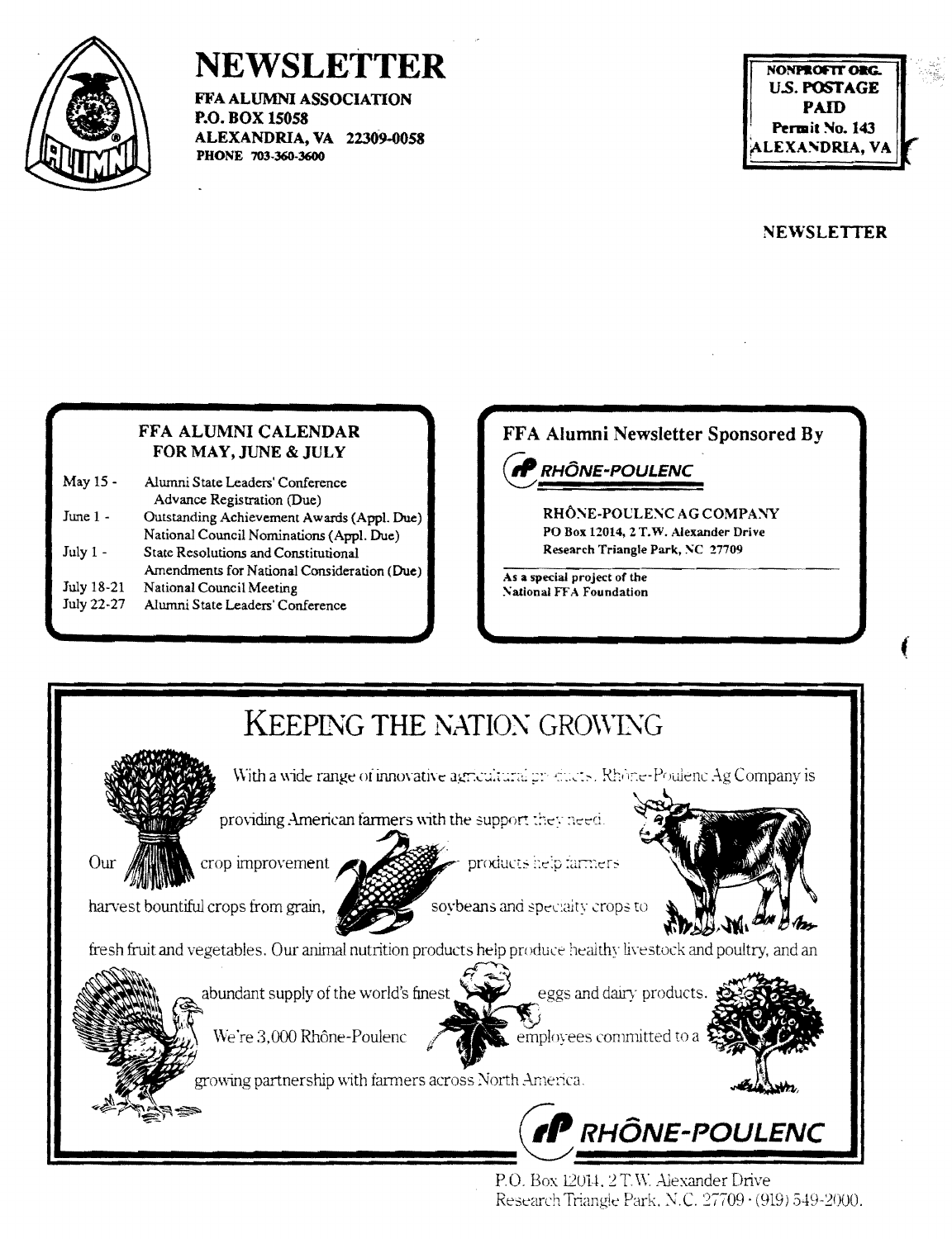# NEWSLETTER

**FFA ALUMNI ASSOCIATION**
**P.O. BOX 15058**
**ALEXANDRIA, VA 22309-0058**
**PHONE 703-360-3600**

NONPROFIT ORG.
U.S. POSTAGE
PAID
Permit No. 143
ALEXANDRIA, VA

NEWSLETTER

## FFA ALUMNI CALENDAR FOR MAY, JUNE & JULY

| | |
|---|---|
| May 15 - | Alumni State Leaders' Conference Advance Registration (Due) |
| June 1 - | Outstanding Achievement Awards (Appl. Due) |
| | National Council Nominations (Appl. Due) |
| July 1 - | State Resolutions and Constitutional Amendments for National Consideration (Due) |
| July 18-21 | National Council Meeting |
| July 22-27 | Alumni State Leaders' Conference |

## FFA Alumni Newsletter Sponsored By

*RHÔNE-POULENC*

**RHÔNE-POULENC AG COMPANY**
**PO Box 12014, 2 T.W. Alexander Drive**
**Research Triangle Park, NC 27709**

**As a special project of the National FFA Foundation**

## KEEPING THE NATION GROWING

With a wide range of innovative agricultural products, Rhône-Poulenc Ag Company is providing American farmers with the support they need.

Our crop improvement products help farmers harvest bountiful crops from grain, soybeans and specialty crops to fresh fruit and vegetables. Our animal nutrition products help produce healthy livestock and poultry, and an abundant supply of the world's finest eggs and dairy products.

We're 3,000 Rhône-Poulenc employees committed to a growing partnership with farmers across North America.

*RHÔNE-POULENC*

P.O. Box 12014, 2 T.W. Alexander Drive
Research Triangle Park, N.C. 27709 · (919) 549-2000.